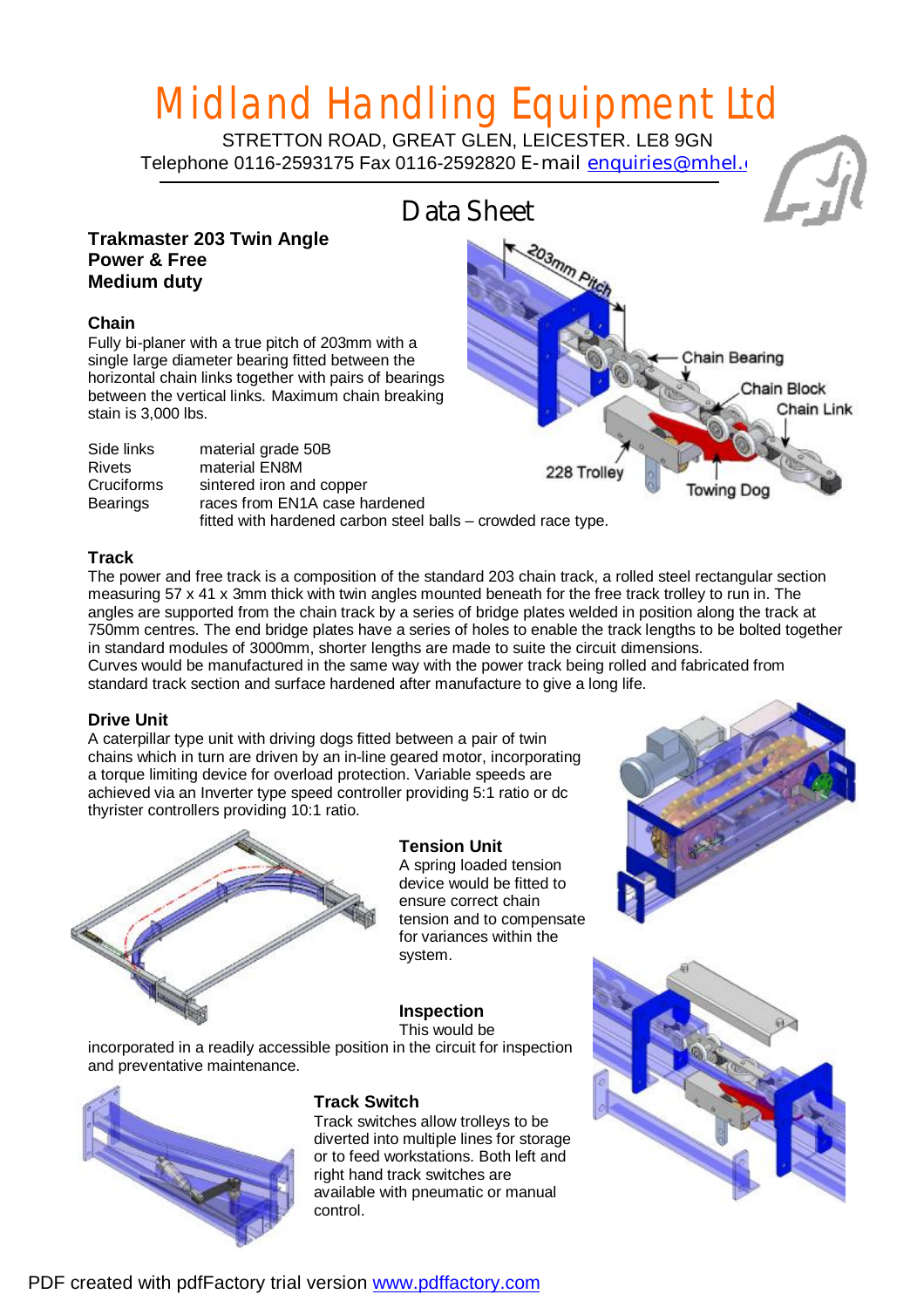# Midland Handling Equipment Ltd

STRETTON ROAD, GREAT GLEN, LEICESTER. LE8 9GN
Telephone 0116-2593175 Fax 0116-2592820 E-mail enquiries@mhel.

## Data Sheet

**Trakmaster 203 Twin Angle**
**Power & Free**
**Medium duty**

### Chain

Fully bi-planer with a true pitch of 203mm with a single large diameter bearing fitted between the horizontal chain links together with pairs of bearings between the vertical links. Maximum chain breaking stain is 3,000 lbs.

| | |
|---|---|
| Side links | material grade 50B |
| Rivets | material EN8M |
| Cruciforms | sintered iron and copper |
| Bearings | races from EN1A case hardened<br>fitted with hardened carbon steel balls – crowded race type. |

203mm Pitch, Chain Bearing, Chain Block, Chain Link, 228 Trolley, Towing Dog

### Track

The power and free track is a composition of the standard 203 chain track, a rolled steel rectangular section measuring 57 x 41 x 3mm thick with twin angles mounted beneath for the free track trolley to run in. The angles are supported from the chain track by a series of bridge plates welded in position along the track at 750mm centres. The end bridge plates have a series of holes to enable the track lengths to be bolted together in standard modules of 3000mm, shorter lengths are made to suite the circuit dimensions.
Curves would be manufactured in the same way with the power track being rolled and fabricated from standard track section and surface hardened after manufacture to give a long life.

### Drive Unit

A caterpillar type unit with driving dogs fitted between a pair of twin chains which in turn are driven by an in-line geared motor, incorporating a torque limiting device for overload protection. Variable speeds are achieved via an Inverter type speed controller providing 5:1 ratio or dc thyrister controllers providing 10:1 ratio.

### Tension Unit

A spring loaded tension device would be fitted to ensure correct chain tension and to compensate for variances within the system.

### Inspection

This would be incorporated in a readily accessible position in the circuit for inspection and preventative maintenance.

### Track Switch

Track switches allow trolleys to be diverted into multiple lines for storage or to feed workstations. Both left and right hand track switches are available with pneumatic or manual control.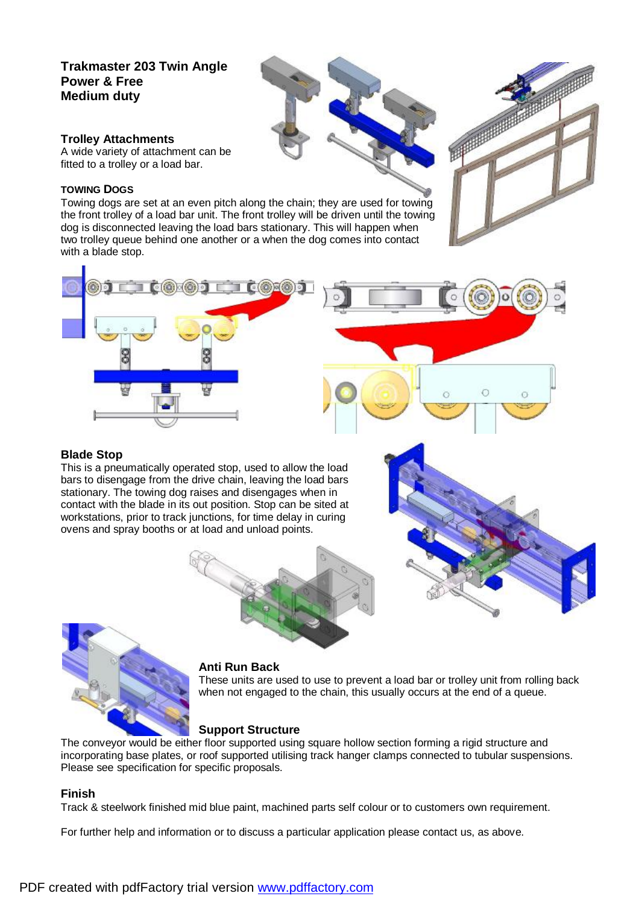**Trakmaster 203 Twin Angle**
**Power & Free**
**Medium duty**

### Trolley Attachments

A wide variety of attachment can be fitted to a trolley or a load bar.

#### TOWING DOGS

Towing dogs are set at an even pitch along the chain; they are used for towing the front trolley of a load bar unit. The front trolley will be driven until the towing dog is disconnected leaving the load bars stationary. This will happen when two trolley queue behind one another or a when the dog comes into contact with a blade stop.

### Blade Stop

This is a pneumatically operated stop, used to allow the load bars to disengage from the drive chain, leaving the load bars stationary. The towing dog raises and disengages when in contact with the blade in its out position. Stop can be sited at workstations, prior to track junctions, for time delay in curing ovens and spray booths or at load and unload points.

### Anti Run Back

These units are used to use to prevent a load bar or trolley unit from rolling back when not engaged to the chain, this usually occurs at the end of a queue.

### Support Structure

The conveyor would be either floor supported using square hollow section forming a rigid structure and incorporating base plates, or roof supported utilising track hanger clamps connected to tubular suspensions. Please see specification for specific proposals.

### Finish

Track & steelwork finished mid blue paint, machined parts self colour or to customers own requirement.

For further help and information or to discuss a particular application please contact us, as above.